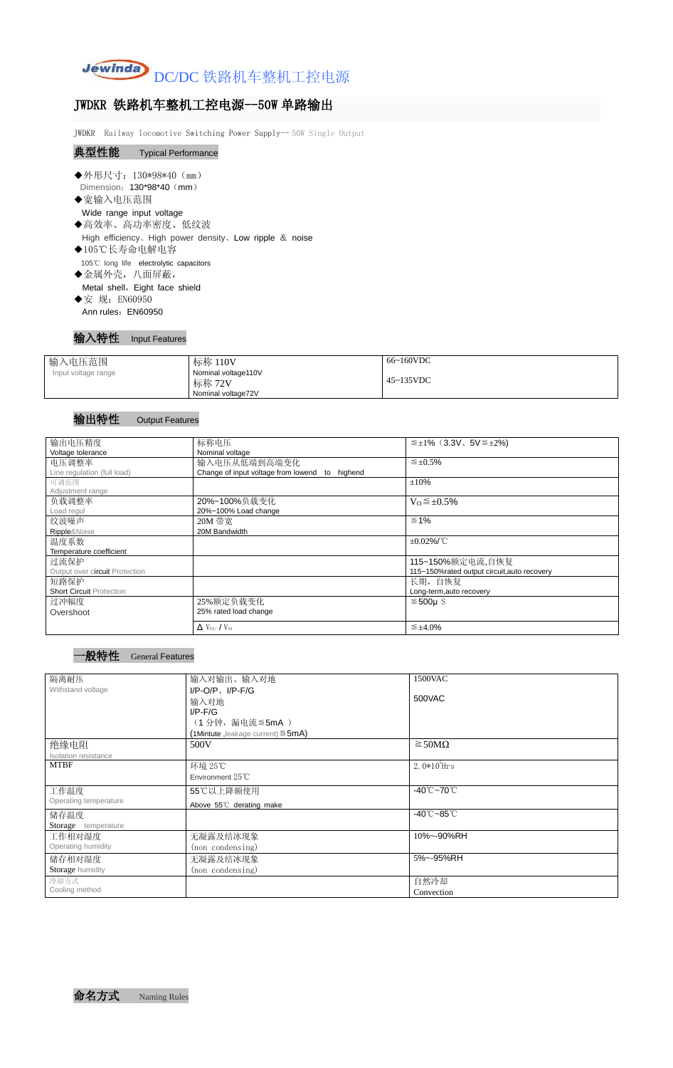Jewinda DC/DC 铁路机车整机工控电源

# JWDKR 铁路机车整机工控电源--50W 单路输出

JWDKR Railway locomotive Switching Power Supply-- 50W Single Output

## 典型性能 Typical Performance

◆外形尺寸：130*98*40（mm）
Dimension：130*98*40（mm）
◆宽输入电压范围
Wide range input voltage
◆高效率、高功率密度、低纹波
High efficiency、High power density、Low ripple ＆ noise
◆105℃长寿命电解电容
105℃ long life electrolytic capacitors
◆金属外壳，八面屏蔽，
Metal shell，Eight face shield
◆安 规：EN60950
Ann rules：EN60950

## 输入特性 Input Features

| | | |
|---|---|---|
| 输入电压范围<br>Input voltage range | 标称 110V<br>Nominal voltage110V | 66~160VDC |
| | 标称 72V<br>Nominal voltage72V | 45~135VDC |

## 输出特性 Output Features

| | | |
|---|---|---|
| 输出电压精度<br>Voltage tolerance | 标称电压<br>Nominal voltage | ≦±1%（3.3V、5V≦±2%) |
| 电压调整率<br>Line regulation (full load) | 输入电压从低端到高端变化<br>Change of input voltage from lowend to highend | ≦±0.5% |
| 可调范围<br>Adjustment range | | ±10% |
| 负载调整率<br>Load regul | 20%~100%负载变化<br>20%~100% Load change | $V_O$≦±0.5% |
| 纹波噪声<br>Ripple&Noise | 20M 带宽<br>20M Bandwidth | ≦1% |
| 温度系数<br>Temperature coefficient | | ±0.02%/℃ |
| 过流保护<br>Output over circuit Protection | | 115~150%额定电流,自恢复<br>115~150%rated output circuit,auto recovery |
| 短路保护<br>Short Circuit Protection | | 长期，自恢复<br>Long-term,auto recovery |
| 过冲幅度<br>Overshoot | 25%额定负载变化<br>25% rated load change | ≦500μ S |
| | $\Delta V_{01}/V_{01}$ | ≦±4.0% |

## 一般特性 General Features

| | | |
|---|---|---|
| 隔离耐压<br>Withstand voltage | 输入对输出、输入对地<br>I/P-O/P、I/P-F/G<br>输入对地<br>I/P-F/G<br>（1 分钟，漏电流≦5mA ）<br>(1Mintute ,leakage current) ≦5mA) | 1500VAC<br>500VAC |
| 绝缘电阻<br>Isolation resistance | 500V | ≧50MΩ |
| MTBF | 环境 25℃<br>Environment 25℃ | $2.0*10^5$Hrs |
| 工作温度<br>Operating temperature | 55℃以上降额使用<br>Above 55℃ derating make | -40℃~70℃ |
| 储存温度<br>Storage temperature | | -40℃~85℃ |
| 工作相对湿度<br>Operating humidity | 无凝露及结冰现象<br>(non condensing) | 10%~-90%RH |
| 储存相对湿度<br>Storage humidity | 无凝露及结冰现象<br>(non condensing) | 5%~-95%RH |
| 冷却方式<br>Cooling method | | 自然冷却<br>Convection |

## 命名方式 Naming Rules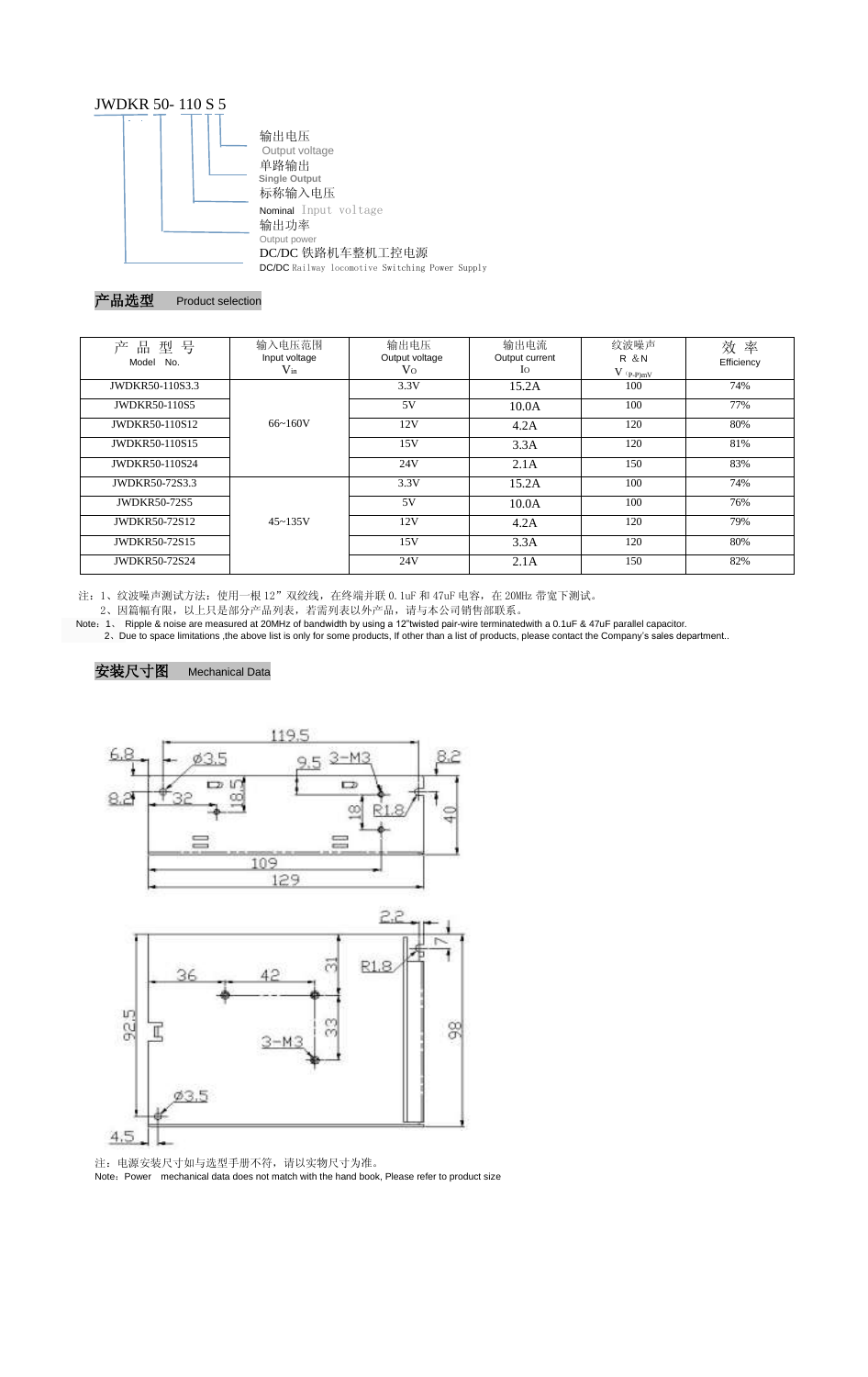JWDKR 50- 110 S 5

输出电压
Output voltage

单路输出
Single Output

标称输入电压
Nominal Input voltage

输出功率
Output power

DC/DC 铁路机车整机工控电源
DC/DC Railway locomotive Switching Power Supply

## 产品选型 Product selection

| 产 品 型 号 Model No. | 输入电压范围 Input voltage $V_{in}$ | 输出电压 Output voltage $V_O$ | 输出电流 Output current $I_O$ | 纹波噪声 R &N $V_{(P-P)mV}$ | 效 率 Efficiency |
|---|---|---|---|---|---|
| JWDKR50-110S3.3 | 66~160V | 3.3V | 15.2A | 100 | 74% |
| JWDKR50-110S5 | | 5V | 10.0A | 100 | 77% |
| JWDKR50-110S12 | | 12V | 4.2A | 120 | 80% |
| JWDKR50-110S15 | | 15V | 3.3A | 120 | 81% |
| JWDKR50-110S24 | | 24V | 2.1A | 150 | 83% |
| JWDKR50-72S3.3 | 45~135V | 3.3V | 15.2A | 100 | 74% |
| JWDKR50-72S5 | | 5V | 10.0A | 100 | 76% |
| JWDKR50-72S12 | | 12V | 4.2A | 120 | 79% |
| JWDKR50-72S15 | | 15V | 3.3A | 120 | 80% |
| JWDKR50-72S24 | | 24V | 2.1A | 150 | 82% |

注：1、纹波噪声测试方法：使用一根 12”双绞线，在终端并联 0.1uF 和 47uF 电容，在 20MHz 带宽下测试。
2、因篇幅有限，以上只是部分产品列表，若需列表以外产品，请与本公司销售部联系。

Note：1、 Ripple & noise are measured at 20MHz of bandwidth by using a 12"twisted pair-wire terminatedwith a 0.1uF & 47uF parallel capacitor.
2、Due to space limitations ,the above list is only for some products, If other than a list of products, please contact the Company's sales department..

## 安装尺寸图 Mechanical Data

119.5
6.8
Ø3.5
9.5
3-M3
8.2
8.2
32
18.5
18
R1.8
40
109
129

2.2
7
36
42
31
R1.8
92.5
33
3-M3
98
Ø3.5
4.5

注：电源安装尺寸如与选型手册不符，请以实物尺寸为准。
Note：Power mechanical data does not match with the hand book, Please refer to product size